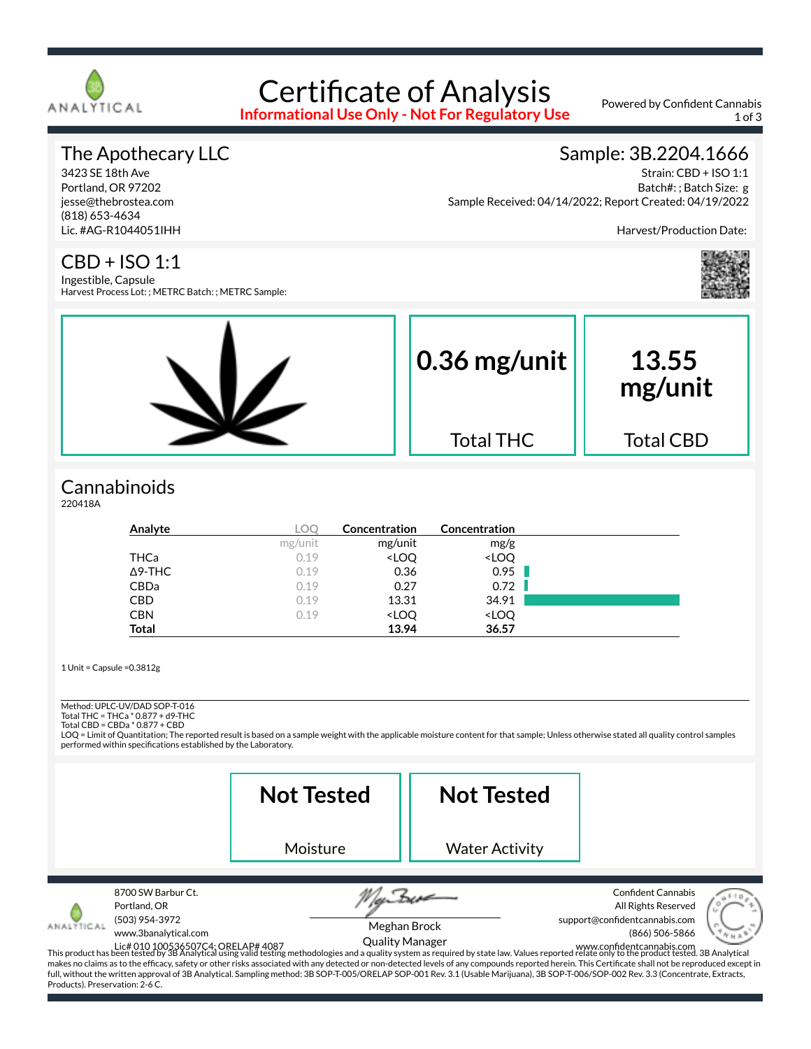# Certificate of Analysis

**Informational Use Only - Not For Regulatory Use**

Powered by Confident Cannabis

## The Apothecary LLC

3423 SE 18th Ave
Portland, OR 97202
jesse@thebrostea.com
(818) 653-4634
Lic. #AG-R1044051IHH

## Sample: 3B.2204.1666

Strain: CBD + ISO 1:1
Batch#: ; Batch Size: g
Sample Received: 04/14/2022; Report Created: 04/19/2022

Harvest/Production Date:

## CBD + ISO 1:1

Ingestible, Capsule
Harvest Process Lot: ; METRC Batch: ; METRC Sample:

| 0.36 mg/unit | 13.55 mg/unit |
|---|---|
| Total THC | Total CBD |

## Cannabinoids

220418A

| Analyte | LOQ | Concentration | Concentration |
|---|---|---|---|
| | mg/unit | mg/unit | mg/g |
| THCa | 0.19 | <LOQ | <LOQ |
| Δ9-THC | 0.19 | 0.36 | 0.95 |
| CBDa | 0.19 | 0.27 | 0.72 |
| CBD | 0.19 | 13.31 | 34.91 |
| CBN | 0.19 | <LOQ | <LOQ |
| **Total** | | **13.94** | **36.57** |

1 Unit = Capsule =0.3812g

Method: UPLC-UV/DAD SOP-T-016
Total THC = THCa * 0.877 + d9-THC
Total CBD = CBDa * 0.877 + CBD
LOQ = Limit of Quantitation; The reported result is based on a sample weight with the applicable moisture content for that sample; Unless otherwise stated all quality control samples performed within specifications established by the Laboratory.

| Not Tested | Not Tested |
|---|---|
| Moisture | Water Activity |

8700 SW Barbur Ct.
Portland, OR
(503) 954-3972
www.3banalytical.com
Lic# 010 100536507C4; ORELAP# 4087

Meghan Brock
Quality Manager

Confident Cannabis
All Rights Reserved
support@confidentcannabis.com
(866) 506-5866
www.confidentcannabis.com

This product has been tested by 3B Analytical using valid testing methodologies and a quality system as required by state law. Values reported relate only to the product tested. 3B Analytical makes no claims as to the efficacy, safety or other risks associated with any detected or non-detected levels of any compounds reported herein. This Certificate shall not be reproduced except in full, without the written approval of 3B Analytical. Sampling method: 3B SOP-T-005/ORELAP SOP-001 Rev. 3.1 (Usable Marijuana), 3B SOP-T-006/SOP-002 Rev. 3.3 (Concentrate, Extracts, Products). Preservation: 2-6 C.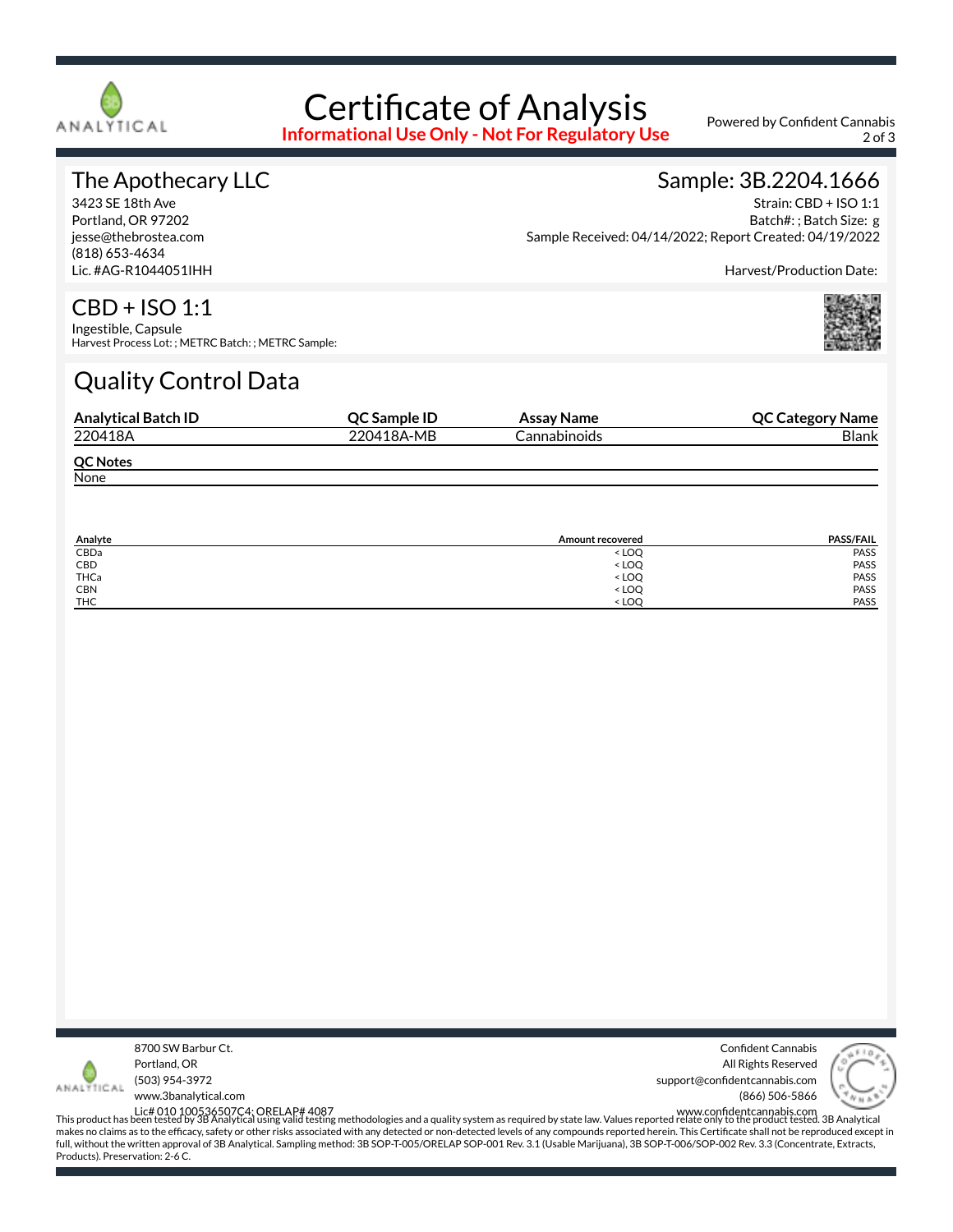# Certificate of Analysis

**Informational Use Only - Not For Regulatory Use**

Powered by Confident Cannabis

## The Apothecary LLC

3423 SE 18th Ave
Portland, OR 97202
jesse@thebrostea.com
(818) 653-4634
Lic. #AG-R1044051IHH

## Sample: 3B.2204.1666

Strain: CBD + ISO 1:1
Batch#: ; Batch Size: g
Sample Received: 04/14/2022; Report Created: 04/19/2022

Harvest/Production Date:

## CBD + ISO 1:1

Ingestible, Capsule
Harvest Process Lot: ; METRC Batch: ; METRC Sample:

## Quality Control Data

| Analytical Batch ID | QC Sample ID | Assay Name | QC Category Name |
|---|---|---|---|
| 220418A | 220418A-MB | Cannabinoids | Blank |

**QC Notes**

None

| Analyte | Amount recovered | PASS/FAIL |
|---|---|---|
| CBDa | < LOQ | PASS |
| CBD | < LOQ | PASS |
| THCa | < LOQ | PASS |
| CBN | < LOQ | PASS |
| THC | < LOQ | PASS |

8700 SW Barbur Ct.
Portland, OR
(503) 954-3972
www.3banalytical.com
Lic# 010 100536507C4; ORELAP# 4087

Confident Cannabis
All Rights Reserved
support@confidentcannabis.com
(866) 506-5866
www.confidentcannabis.com

This product has been tested by 3B Analytical using valid testing methodologies and a quality system as required by state law. Values reported relate only to the product tested. 3B Analytical makes no claims as to the efficacy, safety or other risks associated with any detected or non-detected levels of any compounds reported herein. This Certificate shall not be reproduced except in full, without the written approval of 3B Analytical. Sampling method: 3B SOP-T-005/ORELAP SOP-001 Rev. 3.1 (Usable Marijuana), 3B SOP-T-006/SOP-002 Rev. 3.3 (Concentrate, Extracts, Products). Preservation: 2-6 C.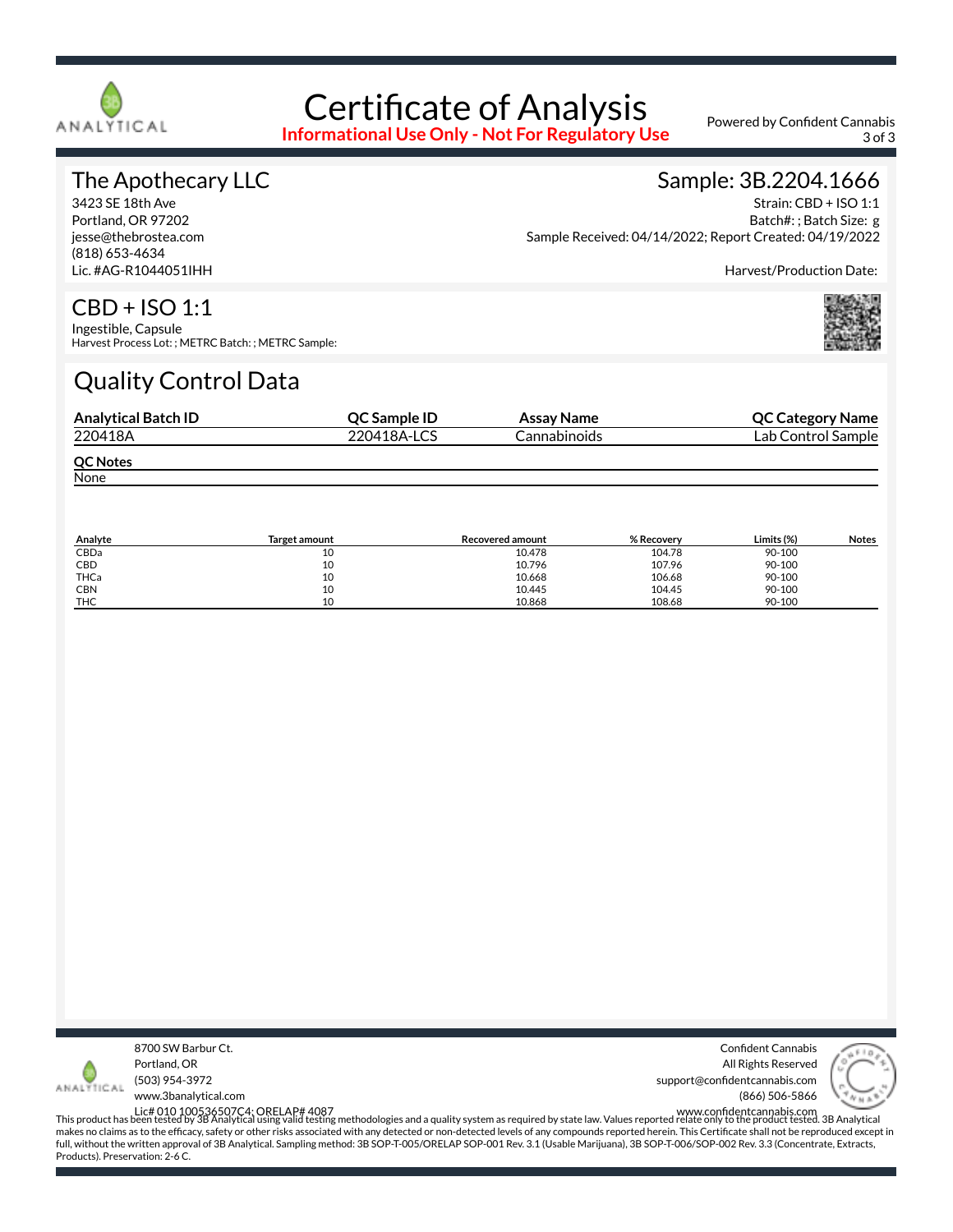# Certificate of Analysis

**Informational Use Only - Not For Regulatory Use**

Powered by Confident Cannabis

## The Apothecary LLC

3423 SE 18th Ave
Portland, OR 97202
jesse@thebrostea.com
(818) 653-4634
Lic. #AG-R1044051IHH

## Sample: 3B.2204.1666

Strain: CBD + ISO 1:1
Batch#: ; Batch Size: g
Sample Received: 04/14/2022; Report Created: 04/19/2022

Harvest/Production Date:

## CBD + ISO 1:1

Ingestible, Capsule
Harvest Process Lot: ; METRC Batch: ; METRC Sample:

## Quality Control Data

| Analytical Batch ID | QC Sample ID | Assay Name | QC Category Name |
|---|---|---|---|
| 220418A | 220418A-LCS | Cannabinoids | Lab Control Sample |

**QC Notes**

None

| Analyte | Target amount | Recovered amount | % Recovery | Limits (%) | Notes |
|---|---|---|---|---|---|
| CBDa | 10 | 10.478 | 104.78 | 90-100 | |
| CBD | 10 | 10.796 | 107.96 | 90-100 | |
| THCa | 10 | 10.668 | 106.68 | 90-100 | |
| CBN | 10 | 10.445 | 104.45 | 90-100 | |
| THC | 10 | 10.868 | 108.68 | 90-100 | |

8700 SW Barbur Ct.
Portland, OR
(503) 954-3972
www.3banalytical.com
Lic# 010 100536507C4; ORELAP# 4087

Confident Cannabis
All Rights Reserved
support@confidentcannabis.com
(866) 506-5866
www.confidentcannabis.com

This product has been tested by 3B Analytical using valid testing methodologies and a quality system as required by state law. Values reported relate only to the product tested. 3B Analytical makes no claims as to the efficacy, safety or other risks associated with any detected or non-detected levels of any compounds reported herein. This Certificate shall not be reproduced except in full, without the written approval of 3B Analytical. Sampling method: 3B SOP-T-005/ORELAP SOP-001 Rev. 3.1 (Usable Marijuana), 3B SOP-T-006/SOP-002 Rev. 3.3 (Concentrate, Extracts, Products). Preservation: 2-6 C.